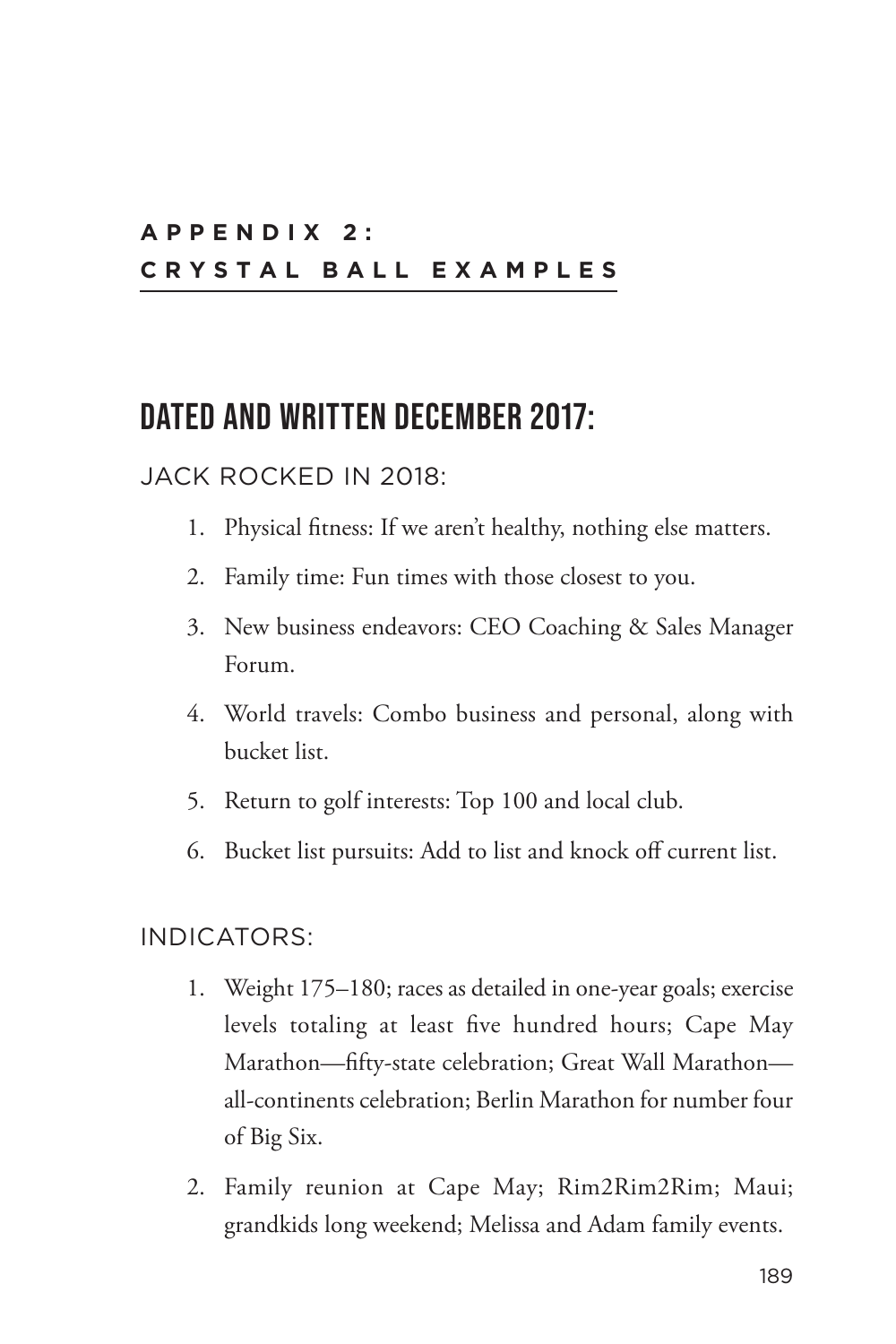# APPENDIX 2: CRYSTAL BALL EXAMPLES

## DATED AND WRITTEN DECEMBER 2017:

### JACK ROCKED IN 2018:

1. Physical fitness: If we aren't healthy, nothing else matters.
2. Family time: Fun times with those closest to you.
3. New business endeavors: CEO Coaching & Sales Manager Forum.
4. World travels: Combo business and personal, along with bucket list.
5. Return to golf interests: Top 100 and local club.
6. Bucket list pursuits: Add to list and knock off current list.

### INDICATORS:

1. Weight 175–180; races as detailed in one-year goals; exercise levels totaling at least five hundred hours; Cape May Marathon—fifty-state celebration; Great Wall Marathon—all-continents celebration; Berlin Marathon for number four of Big Six.
2. Family reunion at Cape May; Rim2Rim2Rim; Maui; grandkids long weekend; Melissa and Adam family events.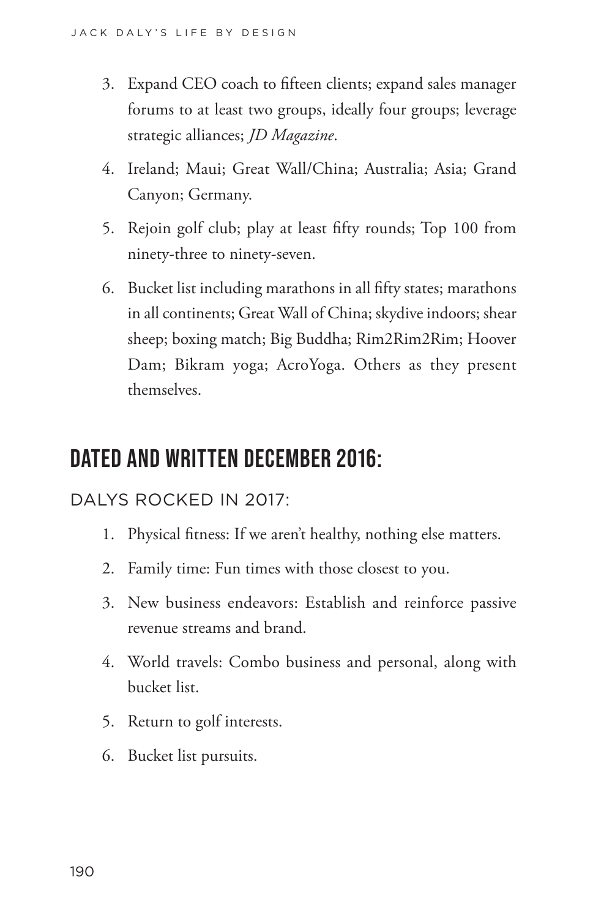3. Expand CEO coach to fifteen clients; expand sales manager forums to at least two groups, ideally four groups; leverage strategic alliances; *JD Magazine*.
4. Ireland; Maui; Great Wall/China; Australia; Asia; Grand Canyon; Germany.
5. Rejoin golf club; play at least fifty rounds; Top 100 from ninety-three to ninety-seven.
6. Bucket list including marathons in all fifty states; marathons in all continents; Great Wall of China; skydive indoors; shear sheep; boxing match; Big Buddha; Rim2Rim2Rim; Hoover Dam; Bikram yoga; AcroYoga. Others as they present themselves.

## DATED AND WRITTEN DECEMBER 2016:

### DALYS ROCKED IN 2017:

1. Physical fitness: If we aren't healthy, nothing else matters.
2. Family time: Fun times with those closest to you.
3. New business endeavors: Establish and reinforce passive revenue streams and brand.
4. World travels: Combo business and personal, along with bucket list.
5. Return to golf interests.
6. Bucket list pursuits.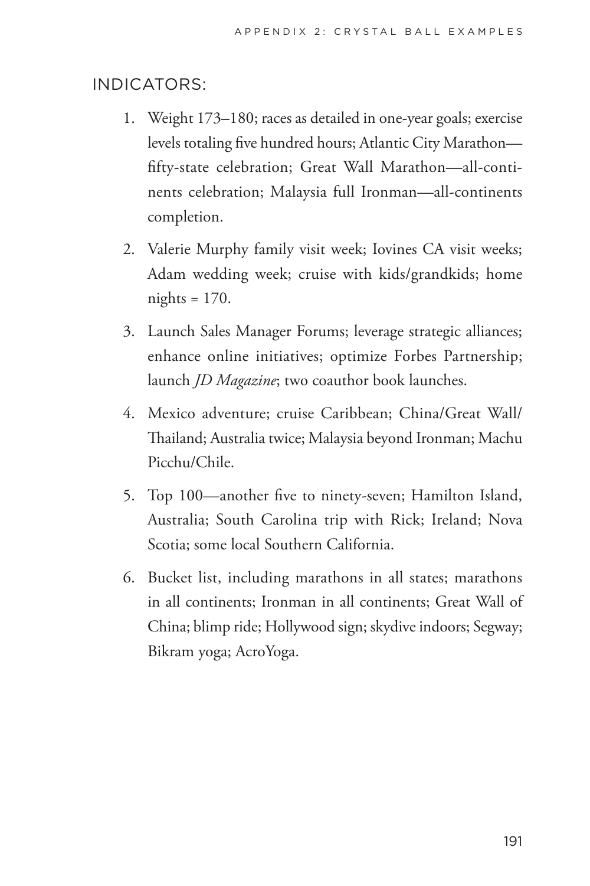## INDICATORS:

1. Weight 173–180; races as detailed in one-year goals; exercise levels totaling five hundred hours; Atlantic City Marathon—fifty-state celebration; Great Wall Marathon—all-continents celebration; Malaysia full Ironman—all-continents completion.
2. Valerie Murphy family visit week; Iovines CA visit weeks; Adam wedding week; cruise with kids/grandkids; home nights = 170.
3. Launch Sales Manager Forums; leverage strategic alliances; enhance online initiatives; optimize Forbes Partnership; launch *JD Magazine*; two coauthor book launches.
4. Mexico adventure; cruise Caribbean; China/Great Wall/Thailand; Australia twice; Malaysia beyond Ironman; Machu Picchu/Chile.
5. Top 100—another five to ninety-seven; Hamilton Island, Australia; South Carolina trip with Rick; Ireland; Nova Scotia; some local Southern California.
6. Bucket list, including marathons in all states; marathons in all continents; Ironman in all continents; Great Wall of China; blimp ride; Hollywood sign; skydive indoors; Segway; Bikram yoga; AcroYoga.